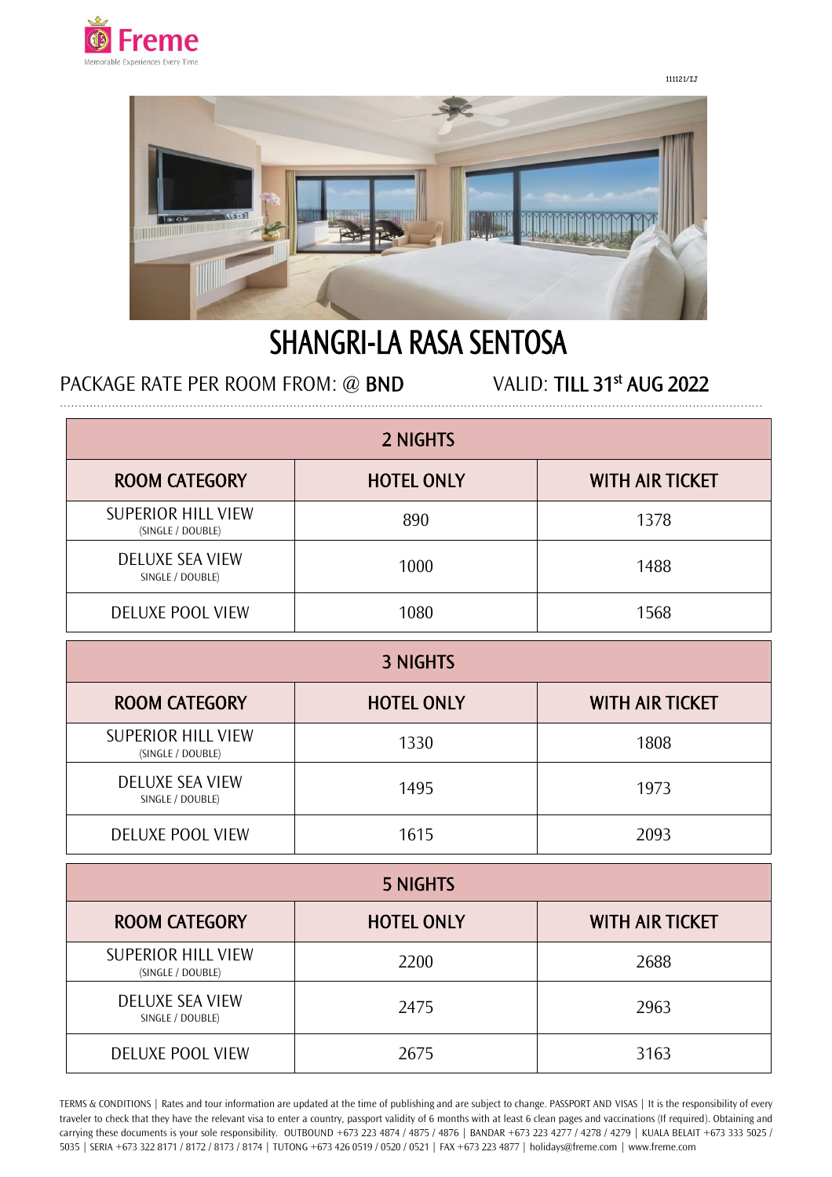Freme

Memorable Experiences Every Time

111121/LJ

# SHANGRI-LA RASA SENTOSA

PACKAGE RATE PER ROOM FROM: @ **BND** VALID: **TILL 31st AUG 2022**

| 2 NIGHTS | | |
|---|---|---|
| **ROOM CATEGORY** | **HOTEL ONLY** | **WITH AIR TICKET** |
| SUPERIOR HILL VIEW (SINGLE / DOUBLE) | 890 | 1378 |
| DELUXE SEA VIEW SINGLE / DOUBLE) | 1000 | 1488 |
| DELUXE POOL VIEW | 1080 | 1568 |

| 3 NIGHTS | | |
|---|---|---|
| **ROOM CATEGORY** | **HOTEL ONLY** | **WITH AIR TICKET** |
| SUPERIOR HILL VIEW (SINGLE / DOUBLE) | 1330 | 1808 |
| DELUXE SEA VIEW SINGLE / DOUBLE) | 1495 | 1973 |
| DELUXE POOL VIEW | 1615 | 2093 |

| 5 NIGHTS | | |
|---|---|---|
| **ROOM CATEGORY** | **HOTEL ONLY** | **WITH AIR TICKET** |
| SUPERIOR HILL VIEW (SINGLE / DOUBLE) | 2200 | 2688 |
| DELUXE SEA VIEW SINGLE / DOUBLE) | 2475 | 2963 |
| DELUXE POOL VIEW | 2675 | 3163 |

TERMS & CONDITIONS | Rates and tour information are updated at the time of publishing and are subject to change. PASSPORT AND VISAS | It is the responsibility of every traveler to check that they have the relevant visa to enter a country, passport validity of 6 months with at least 6 clean pages and vaccinations (If required). Obtaining and carrying these documents is your sole responsibility. OUTBOUND +673 223 4874 / 4875 / 4876 | BANDAR +673 223 4277 / 4278 / 4279 | KUALA BELAIT +673 333 5025 / 5035 | SERIA +673 322 8171 / 8172 / 8173 / 8174 | TUTONG +673 426 0519 / 0520 / 0521 | FAX +673 223 4877 | holidays@freme.com | www.freme.com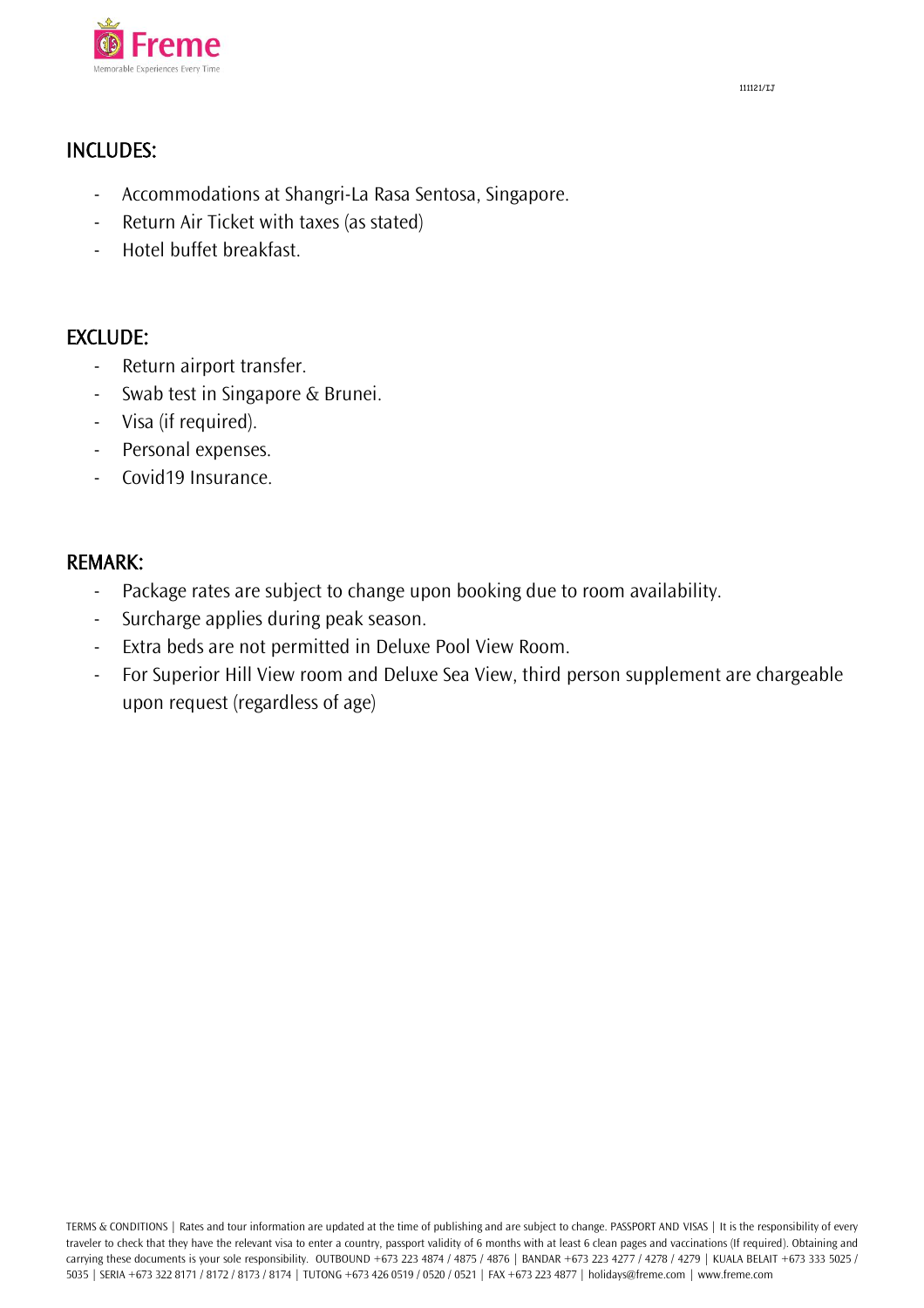## INCLUDES:

- Accommodations at Shangri-La Rasa Sentosa, Singapore.
- Return Air Ticket with taxes (as stated)
- Hotel buffet breakfast.

## EXCLUDE:

- Return airport transfer.
- Swab test in Singapore & Brunei.
- Visa (if required).
- Personal expenses.
- Covid19 Insurance.

## REMARK:

- Package rates are subject to change upon booking due to room availability.
- Surcharge applies during peak season.
- Extra beds are not permitted in Deluxe Pool View Room.
- For Superior Hill View room and Deluxe Sea View, third person supplement are chargeable upon request (regardless of age)

TERMS & CONDITIONS | Rates and tour information are updated at the time of publishing and are subject to change. PASSPORT AND VISAS | It is the responsibility of every traveler to check that they have the relevant visa to enter a country, passport validity of 6 months with at least 6 clean pages and vaccinations (If required). Obtaining and carrying these documents is your sole responsibility. OUTBOUND +673 223 4874 / 4875 / 4876 | BANDAR +673 223 4277 / 4278 / 4279 | KUALA BELAIT +673 333 5025 / 5035 | SERIA +673 322 8171 / 8172 / 8173 / 8174 | TUTONG +673 426 0519 / 0520 / 0521 | FAX +673 223 4877 | holidays@freme.com | www.freme.com